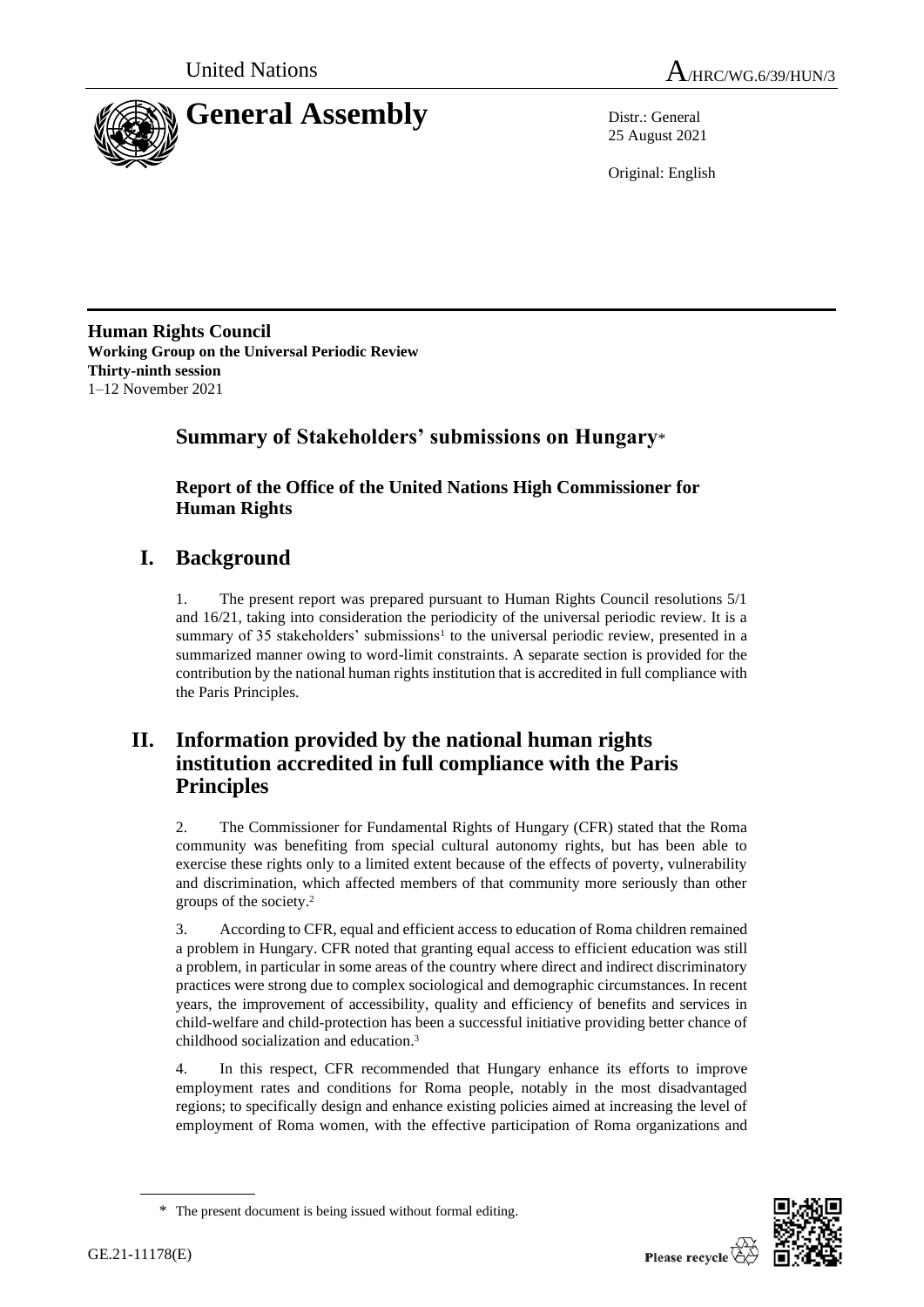United Nations A/HRC/WG.6/39/HUN/3

# General Assembly

Distr.: General
25 August 2021

Original: English

**Human Rights Council**
**Working Group on the Universal Periodic Review**
**Thirty-ninth session**
1–12 November 2021

## Summary of Stakeholders' submissions on Hungary*

### Report of the Office of the United Nations High Commissioner for Human Rights

## I. Background

1. The present report was prepared pursuant to Human Rights Council resolutions 5/1 and 16/21, taking into consideration the periodicity of the universal periodic review. It is a summary of 35 stakeholders' submissions[1] to the universal periodic review, presented in a summarized manner owing to word-limit constraints. A separate section is provided for the contribution by the national human rights institution that is accredited in full compliance with the Paris Principles.

## II. Information provided by the national human rights institution accredited in full compliance with the Paris Principles

2. The Commissioner for Fundamental Rights of Hungary (CFR) stated that the Roma community was benefiting from special cultural autonomy rights, but has been able to exercise these rights only to a limited extent because of the effects of poverty, vulnerability and discrimination, which affected members of that community more seriously than other groups of the society.[2]

3. According to CFR, equal and efficient access to education of Roma children remained a problem in Hungary. CFR noted that granting equal access to efficient education was still a problem, in particular in some areas of the country where direct and indirect discriminatory practices were strong due to complex sociological and demographic circumstances. In recent years, the improvement of accessibility, quality and efficiency of benefits and services in child-welfare and child-protection has been a successful initiative providing better chance of childhood socialization and education.[3]

4. In this respect, CFR recommended that Hungary enhance its efforts to improve employment rates and conditions for Roma people, notably in the most disadvantaged regions; to specifically design and enhance existing policies aimed at increasing the level of employment of Roma women, with the effective participation of Roma organizations and

\* The present document is being issued without formal editing.

GE.21-11178(E)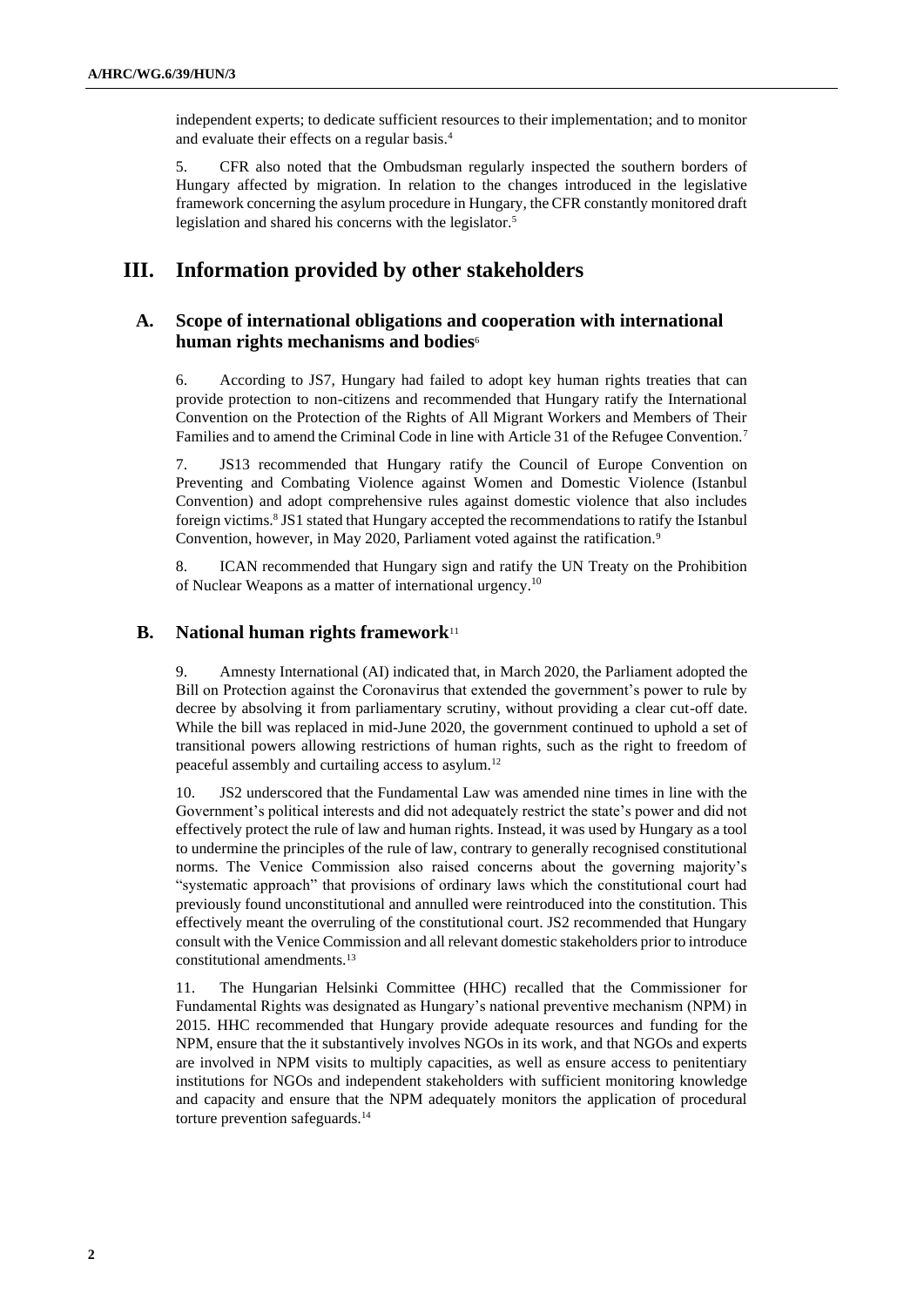independent experts; to dedicate sufficient resources to their implementation; and to monitor and evaluate their effects on a regular basis.[4]

5. CFR also noted that the Ombudsman regularly inspected the southern borders of Hungary affected by migration. In relation to the changes introduced in the legislative framework concerning the asylum procedure in Hungary, the CFR constantly monitored draft legislation and shared his concerns with the legislator.[5]

# III. Information provided by other stakeholders

## A. Scope of international obligations and cooperation with international human rights mechanisms and bodies[6]

6. According to JS7, Hungary had failed to adopt key human rights treaties that can provide protection to non-citizens and recommended that Hungary ratify the International Convention on the Protection of the Rights of All Migrant Workers and Members of Their Families and to amend the Criminal Code in line with Article 31 of the Refugee Convention.[7]

7. JS13 recommended that Hungary ratify the Council of Europe Convention on Preventing and Combating Violence against Women and Domestic Violence (Istanbul Convention) and adopt comprehensive rules against domestic violence that also includes foreign victims.[8] JS1 stated that Hungary accepted the recommendations to ratify the Istanbul Convention, however, in May 2020, Parliament voted against the ratification.[9]

8. ICAN recommended that Hungary sign and ratify the UN Treaty on the Prohibition of Nuclear Weapons as a matter of international urgency.[10]

## B. National human rights framework[11]

9. Amnesty International (AI) indicated that, in March 2020, the Parliament adopted the Bill on Protection against the Coronavirus that extended the government's power to rule by decree by absolving it from parliamentary scrutiny, without providing a clear cut-off date. While the bill was replaced in mid-June 2020, the government continued to uphold a set of transitional powers allowing restrictions of human rights, such as the right to freedom of peaceful assembly and curtailing access to asylum.[12]

10. JS2 underscored that the Fundamental Law was amended nine times in line with the Government's political interests and did not adequately restrict the state's power and did not effectively protect the rule of law and human rights. Instead, it was used by Hungary as a tool to undermine the principles of the rule of law, contrary to generally recognised constitutional norms. The Venice Commission also raised concerns about the governing majority's "systematic approach" that provisions of ordinary laws which the constitutional court had previously found unconstitutional and annulled were reintroduced into the constitution. This effectively meant the overruling of the constitutional court. JS2 recommended that Hungary consult with the Venice Commission and all relevant domestic stakeholders prior to introduce constitutional amendments.[13]

11. The Hungarian Helsinki Committee (HHC) recalled that the Commissioner for Fundamental Rights was designated as Hungary's national preventive mechanism (NPM) in 2015. HHC recommended that Hungary provide adequate resources and funding for the NPM, ensure that the it substantively involves NGOs in its work, and that NGOs and experts are involved in NPM visits to multiply capacities, as well as ensure access to penitentiary institutions for NGOs and independent stakeholders with sufficient monitoring knowledge and capacity and ensure that the NPM adequately monitors the application of procedural torture prevention safeguards.[14]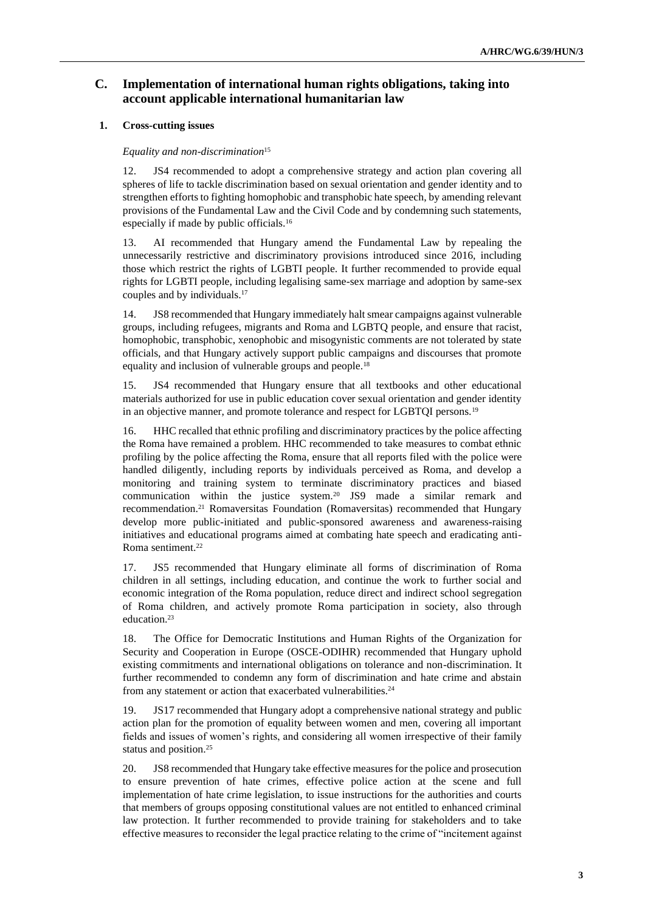## C. Implementation of international human rights obligations, taking into account applicable international humanitarian law

### 1. Cross-cutting issues

*Equality and non-discrimination*[15]

12. JS4 recommended to adopt a comprehensive strategy and action plan covering all spheres of life to tackle discrimination based on sexual orientation and gender identity and to strengthen efforts to fighting homophobic and transphobic hate speech, by amending relevant provisions of the Fundamental Law and the Civil Code and by condemning such statements, especially if made by public officials.[16]

13. AI recommended that Hungary amend the Fundamental Law by repealing the unnecessarily restrictive and discriminatory provisions introduced since 2016, including those which restrict the rights of LGBTI people. It further recommended to provide equal rights for LGBTI people, including legalising same-sex marriage and adoption by same-sex couples and by individuals.[17]

14. JS8 recommended that Hungary immediately halt smear campaigns against vulnerable groups, including refugees, migrants and Roma and LGBTQ people, and ensure that racist, homophobic, transphobic, xenophobic and misogynistic comments are not tolerated by state officials, and that Hungary actively support public campaigns and discourses that promote equality and inclusion of vulnerable groups and people.[18]

15. JS4 recommended that Hungary ensure that all textbooks and other educational materials authorized for use in public education cover sexual orientation and gender identity in an objective manner, and promote tolerance and respect for LGBTQI persons.[19]

16. HHC recalled that ethnic profiling and discriminatory practices by the police affecting the Roma have remained a problem. HHC recommended to take measures to combat ethnic profiling by the police affecting the Roma, ensure that all reports filed with the police were handled diligently, including reports by individuals perceived as Roma, and develop a monitoring and training system to terminate discriminatory practices and biased communication within the justice system.[20] JS9 made a similar remark and recommendation.[21] Romaversitas Foundation (Romaversitas) recommended that Hungary develop more public-initiated and public-sponsored awareness and awareness-raising initiatives and educational programs aimed at combating hate speech and eradicating anti-Roma sentiment.[22]

17. JS5 recommended that Hungary eliminate all forms of discrimination of Roma children in all settings, including education, and continue the work to further social and economic integration of the Roma population, reduce direct and indirect school segregation of Roma children, and actively promote Roma participation in society, also through education.[23]

18. The Office for Democratic Institutions and Human Rights of the Organization for Security and Cooperation in Europe (OSCE-ODIHR) recommended that Hungary uphold existing commitments and international obligations on tolerance and non-discrimination. It further recommended to condemn any form of discrimination and hate crime and abstain from any statement or action that exacerbated vulnerabilities.[24]

19. JS17 recommended that Hungary adopt a comprehensive national strategy and public action plan for the promotion of equality between women and men, covering all important fields and issues of women's rights, and considering all women irrespective of their family status and position.[25]

20. JS8 recommended that Hungary take effective measures for the police and prosecution to ensure prevention of hate crimes, effective police action at the scene and full implementation of hate crime legislation, to issue instructions for the authorities and courts that members of groups opposing constitutional values are not entitled to enhanced criminal law protection. It further recommended to provide training for stakeholders and to take effective measures to reconsider the legal practice relating to the crime of "incitement against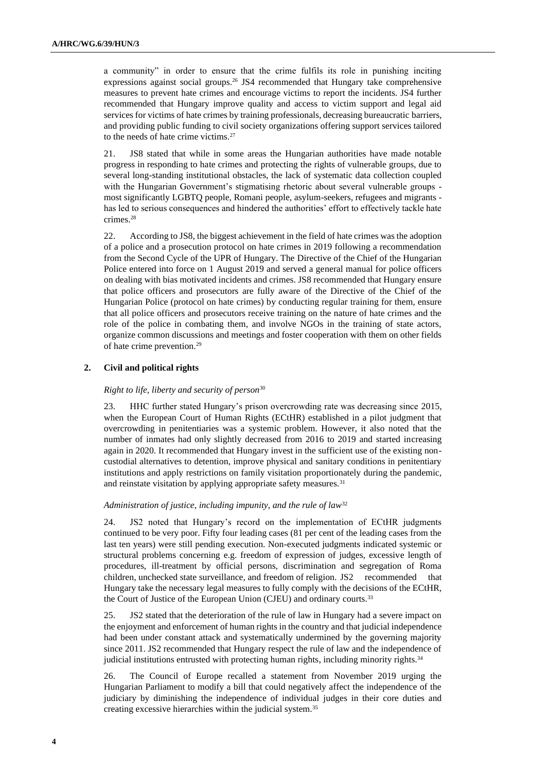a community" in order to ensure that the crime fulfils its role in punishing inciting expressions against social groups.[26] JS4 recommended that Hungary take comprehensive measures to prevent hate crimes and encourage victims to report the incidents. JS4 further recommended that Hungary improve quality and access to victim support and legal aid services for victims of hate crimes by training professionals, decreasing bureaucratic barriers, and providing public funding to civil society organizations offering support services tailored to the needs of hate crime victims.[27]

21. JS8 stated that while in some areas the Hungarian authorities have made notable progress in responding to hate crimes and protecting the rights of vulnerable groups, due to several long-standing institutional obstacles, the lack of systematic data collection coupled with the Hungarian Government's stigmatising rhetoric about several vulnerable groups - most significantly LGBTQ people, Romani people, asylum-seekers, refugees and migrants - has led to serious consequences and hindered the authorities' effort to effectively tackle hate crimes.[28]

22. According to JS8, the biggest achievement in the field of hate crimes was the adoption of a police and a prosecution protocol on hate crimes in 2019 following a recommendation from the Second Cycle of the UPR of Hungary. The Directive of the Chief of the Hungarian Police entered into force on 1 August 2019 and served a general manual for police officers on dealing with bias motivated incidents and crimes. JS8 recommended that Hungary ensure that police officers and prosecutors are fully aware of the Directive of the Chief of the Hungarian Police (protocol on hate crimes) by conducting regular training for them, ensure that all police officers and prosecutors receive training on the nature of hate crimes and the role of the police in combating them, and involve NGOs in the training of state actors, organize common discussions and meetings and foster cooperation with them on other fields of hate crime prevention.[29]

### 2. Civil and political rights

#### *Right to life, liberty and security of person*[30]

23. HHC further stated Hungary's prison overcrowding rate was decreasing since 2015, when the European Court of Human Rights (ECtHR) established in a pilot judgment that overcrowding in penitentiaries was a systemic problem. However, it also noted that the number of inmates had only slightly decreased from 2016 to 2019 and started increasing again in 2020. It recommended that Hungary invest in the sufficient use of the existing non-custodial alternatives to detention, improve physical and sanitary conditions in penitentiary institutions and apply restrictions on family visitation proportionately during the pandemic, and reinstate visitation by applying appropriate safety measures.[31]

#### *Administration of justice, including impunity, and the rule of law*[32]

24. JS2 noted that Hungary's record on the implementation of ECtHR judgments continued to be very poor. Fifty four leading cases (81 per cent of the leading cases from the last ten years) were still pending execution. Non-executed judgments indicated systemic or structural problems concerning e.g. freedom of expression of judges, excessive length of procedures, ill-treatment by official persons, discrimination and segregation of Roma children, unchecked state surveillance, and freedom of religion. JS2 recommended that Hungary take the necessary legal measures to fully comply with the decisions of the ECtHR, the Court of Justice of the European Union (CJEU) and ordinary courts.[33]

25. JS2 stated that the deterioration of the rule of law in Hungary had a severe impact on the enjoyment and enforcement of human rights in the country and that judicial independence had been under constant attack and systematically undermined by the governing majority since 2011. JS2 recommended that Hungary respect the rule of law and the independence of judicial institutions entrusted with protecting human rights, including minority rights.[34]

26. The Council of Europe recalled a statement from November 2019 urging the Hungarian Parliament to modify a bill that could negatively affect the independence of the judiciary by diminishing the independence of individual judges in their core duties and creating excessive hierarchies within the judicial system.[35]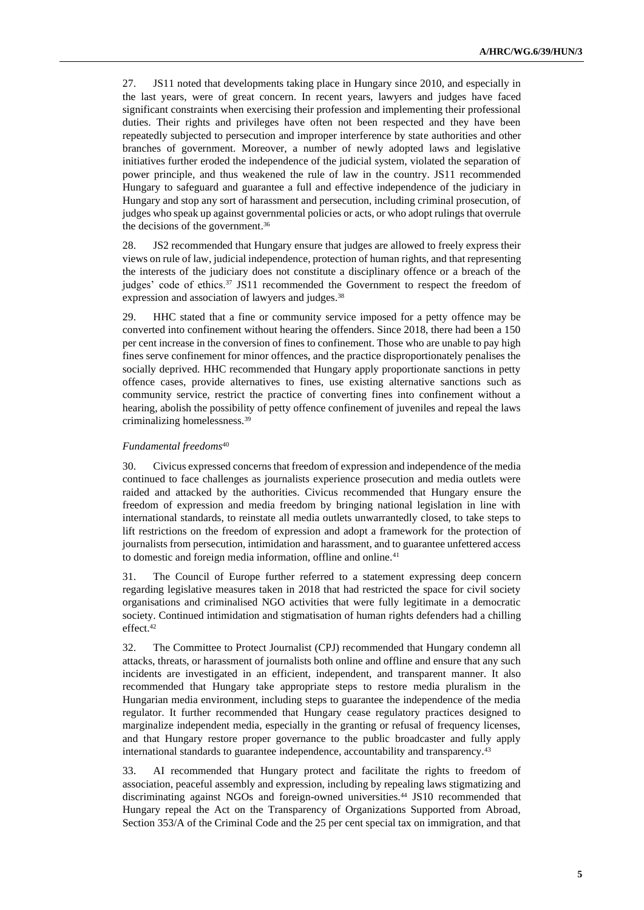27. JS11 noted that developments taking place in Hungary since 2010, and especially in the last years, were of great concern. In recent years, lawyers and judges have faced significant constraints when exercising their profession and implementing their professional duties. Their rights and privileges have often not been respected and they have been repeatedly subjected to persecution and improper interference by state authorities and other branches of government. Moreover, a number of newly adopted laws and legislative initiatives further eroded the independence of the judicial system, violated the separation of power principle, and thus weakened the rule of law in the country. JS11 recommended Hungary to safeguard and guarantee a full and effective independence of the judiciary in Hungary and stop any sort of harassment and persecution, including criminal prosecution, of judges who speak up against governmental policies or acts, or who adopt rulings that overrule the decisions of the government.[36]

28. JS2 recommended that Hungary ensure that judges are allowed to freely express their views on rule of law, judicial independence, protection of human rights, and that representing the interests of the judiciary does not constitute a disciplinary offence or a breach of the judges' code of ethics.[37] JS11 recommended the Government to respect the freedom of expression and association of lawyers and judges.[38]

29. HHC stated that a fine or community service imposed for a petty offence may be converted into confinement without hearing the offenders. Since 2018, there had been a 150 per cent increase in the conversion of fines to confinement. Those who are unable to pay high fines serve confinement for minor offences, and the practice disproportionately penalises the socially deprived. HHC recommended that Hungary apply proportionate sanctions in petty offence cases, provide alternatives to fines, use existing alternative sanctions such as community service, restrict the practice of converting fines into confinement without a hearing, abolish the possibility of petty offence confinement of juveniles and repeal the laws criminalizing homelessness.[39]

*Fundamental freedoms*[40]

30. Civicus expressed concerns that freedom of expression and independence of the media continued to face challenges as journalists experience prosecution and media outlets were raided and attacked by the authorities. Civicus recommended that Hungary ensure the freedom of expression and media freedom by bringing national legislation in line with international standards, to reinstate all media outlets unwarrantedly closed, to take steps to lift restrictions on the freedom of expression and adopt a framework for the protection of journalists from persecution, intimidation and harassment, and to guarantee unfettered access to domestic and foreign media information, offline and online.[41]

31. The Council of Europe further referred to a statement expressing deep concern regarding legislative measures taken in 2018 that had restricted the space for civil society organisations and criminalised NGO activities that were fully legitimate in a democratic society. Continued intimidation and stigmatisation of human rights defenders had a chilling effect.[42]

32. The Committee to Protect Journalist (CPJ) recommended that Hungary condemn all attacks, threats, or harassment of journalists both online and offline and ensure that any such incidents are investigated in an efficient, independent, and transparent manner. It also recommended that Hungary take appropriate steps to restore media pluralism in the Hungarian media environment, including steps to guarantee the independence of the media regulator. It further recommended that Hungary cease regulatory practices designed to marginalize independent media, especially in the granting or refusal of frequency licenses, and that Hungary restore proper governance to the public broadcaster and fully apply international standards to guarantee independence, accountability and transparency.[43]

33. AI recommended that Hungary protect and facilitate the rights to freedom of association, peaceful assembly and expression, including by repealing laws stigmatizing and discriminating against NGOs and foreign-owned universities.[44] JS10 recommended that Hungary repeal the Act on the Transparency of Organizations Supported from Abroad, Section 353/A of the Criminal Code and the 25 per cent special tax on immigration, and that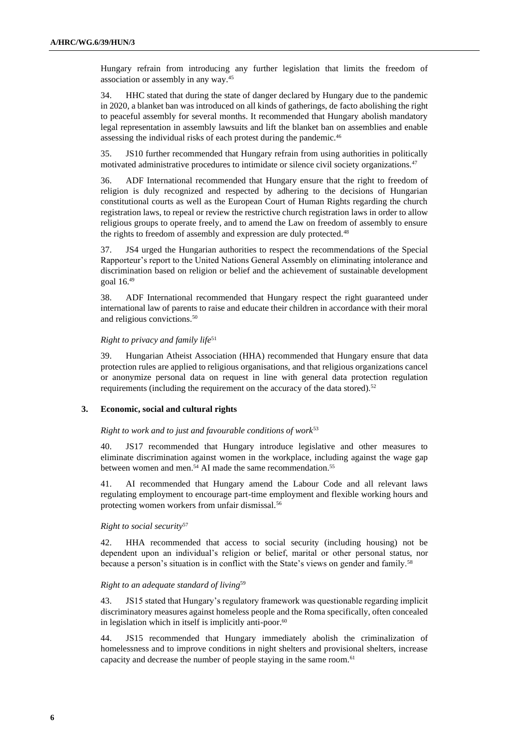Hungary refrain from introducing any further legislation that limits the freedom of association or assembly in any way.[45]

34. HHC stated that during the state of danger declared by Hungary due to the pandemic in 2020, a blanket ban was introduced on all kinds of gatherings, de facto abolishing the right to peaceful assembly for several months. It recommended that Hungary abolish mandatory legal representation in assembly lawsuits and lift the blanket ban on assemblies and enable assessing the individual risks of each protest during the pandemic.[46]

35. JS10 further recommended that Hungary refrain from using authorities in politically motivated administrative procedures to intimidate or silence civil society organizations.[47]

36. ADF International recommended that Hungary ensure that the right to freedom of religion is duly recognized and respected by adhering to the decisions of Hungarian constitutional courts as well as the European Court of Human Rights regarding the church registration laws, to repeal or review the restrictive church registration laws in order to allow religious groups to operate freely, and to amend the Law on freedom of assembly to ensure the rights to freedom of assembly and expression are duly protected.[48]

37. JS4 urged the Hungarian authorities to respect the recommendations of the Special Rapporteur's report to the United Nations General Assembly on eliminating intolerance and discrimination based on religion or belief and the achievement of sustainable development goal 16.[49]

38. ADF International recommended that Hungary respect the right guaranteed under international law of parents to raise and educate their children in accordance with their moral and religious convictions.[50]

*Right to privacy and family life*[51]

39. Hungarian Atheist Association (HHA) recommended that Hungary ensure that data protection rules are applied to religious organisations, and that religious organizations cancel or anonymize personal data on request in line with general data protection regulation requirements (including the requirement on the accuracy of the data stored).[52]

### 3. Economic, social and cultural rights

*Right to work and to just and favourable conditions of work*[53]

40. JS17 recommended that Hungary introduce legislative and other measures to eliminate discrimination against women in the workplace, including against the wage gap between women and men.[54] AI made the same recommendation.[55]

41. AI recommended that Hungary amend the Labour Code and all relevant laws regulating employment to encourage part-time employment and flexible working hours and protecting women workers from unfair dismissal.[56]

*Right to social security*[57]

42. HHA recommended that access to social security (including housing) not be dependent upon an individual's religion or belief, marital or other personal status, nor because a person's situation is in conflict with the State's views on gender and family.[58]

*Right to an adequate standard of living*[59]

43. JS15 stated that Hungary's regulatory framework was questionable regarding implicit discriminatory measures against homeless people and the Roma specifically, often concealed in legislation which in itself is implicitly anti-poor.[60]

44. JS15 recommended that Hungary immediately abolish the criminalization of homelessness and to improve conditions in night shelters and provisional shelters, increase capacity and decrease the number of people staying in the same room.[61]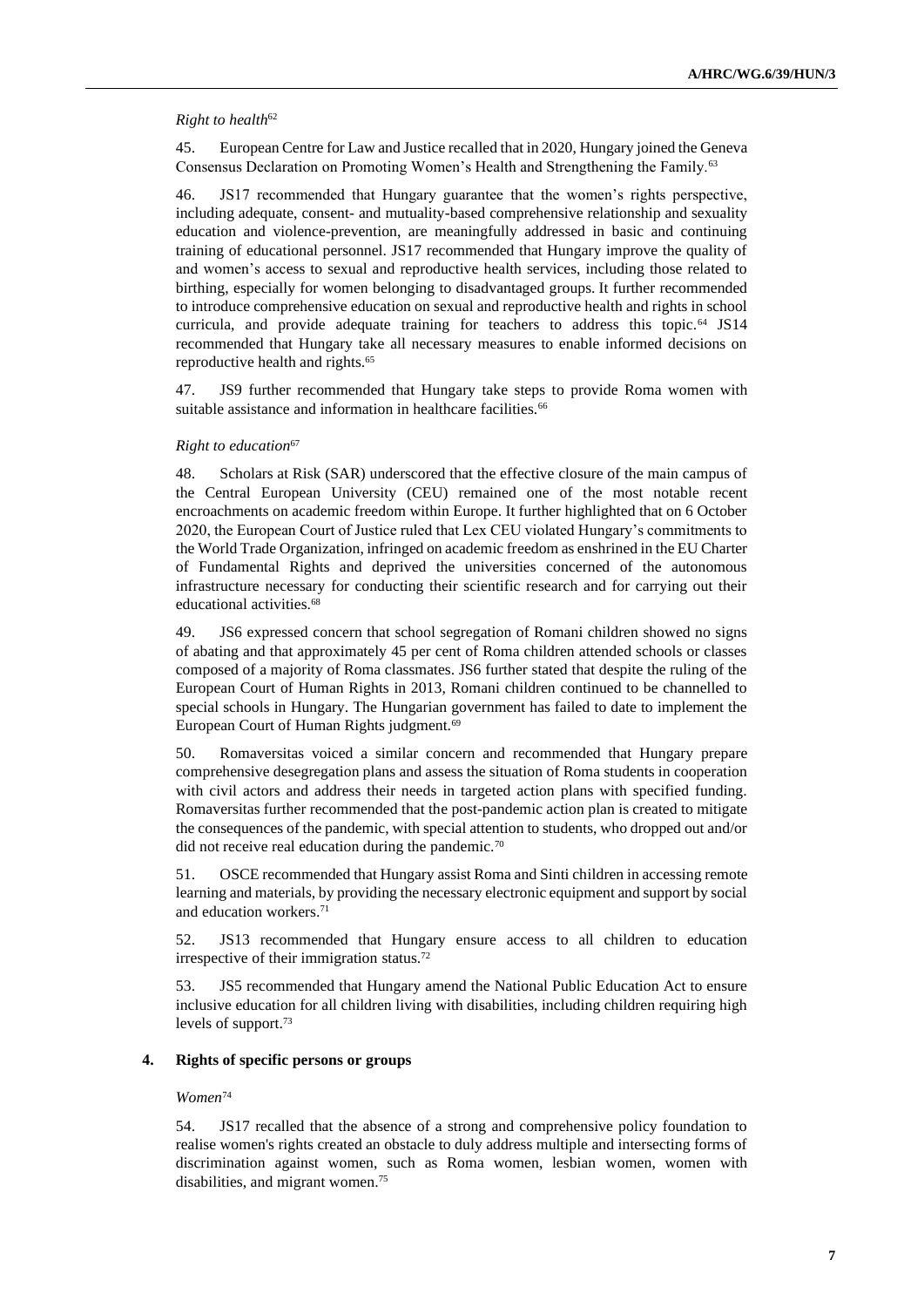*Right to health*[62]

45. European Centre for Law and Justice recalled that in 2020, Hungary joined the Geneva Consensus Declaration on Promoting Women's Health and Strengthening the Family.[63]

46. JS17 recommended that Hungary guarantee that the women's rights perspective, including adequate, consent- and mutuality-based comprehensive relationship and sexuality education and violence-prevention, are meaningfully addressed in basic and continuing training of educational personnel. JS17 recommended that Hungary improve the quality of and women's access to sexual and reproductive health services, including those related to birthing, especially for women belonging to disadvantaged groups. It further recommended to introduce comprehensive education on sexual and reproductive health and rights in school curricula, and provide adequate training for teachers to address this topic.[64] JS14 recommended that Hungary take all necessary measures to enable informed decisions on reproductive health and rights.[65]

47. JS9 further recommended that Hungary take steps to provide Roma women with suitable assistance and information in healthcare facilities.[66]

*Right to education*[67]

48. Scholars at Risk (SAR) underscored that the effective closure of the main campus of the Central European University (CEU) remained one of the most notable recent encroachments on academic freedom within Europe. It further highlighted that on 6 October 2020, the European Court of Justice ruled that Lex CEU violated Hungary's commitments to the World Trade Organization, infringed on academic freedom as enshrined in the EU Charter of Fundamental Rights and deprived the universities concerned of the autonomous infrastructure necessary for conducting their scientific research and for carrying out their educational activities.[68]

49. JS6 expressed concern that school segregation of Romani children showed no signs of abating and that approximately 45 per cent of Roma children attended schools or classes composed of a majority of Roma classmates. JS6 further stated that despite the ruling of the European Court of Human Rights in 2013, Romani children continued to be channelled to special schools in Hungary. The Hungarian government has failed to date to implement the European Court of Human Rights judgment.[69]

50. Romaversitas voiced a similar concern and recommended that Hungary prepare comprehensive desegregation plans and assess the situation of Roma students in cooperation with civil actors and address their needs in targeted action plans with specified funding. Romaversitas further recommended that the post-pandemic action plan is created to mitigate the consequences of the pandemic, with special attention to students, who dropped out and/or did not receive real education during the pandemic.[70]

51. OSCE recommended that Hungary assist Roma and Sinti children in accessing remote learning and materials, by providing the necessary electronic equipment and support by social and education workers.[71]

52. JS13 recommended that Hungary ensure access to all children to education irrespective of their immigration status.[72]

53. JS5 recommended that Hungary amend the National Public Education Act to ensure inclusive education for all children living with disabilities, including children requiring high levels of support.[73]

### 4. Rights of specific persons or groups

*Women*[74]

54. JS17 recalled that the absence of a strong and comprehensive policy foundation to realise women's rights created an obstacle to duly address multiple and intersecting forms of discrimination against women, such as Roma women, lesbian women, women with disabilities, and migrant women.[75]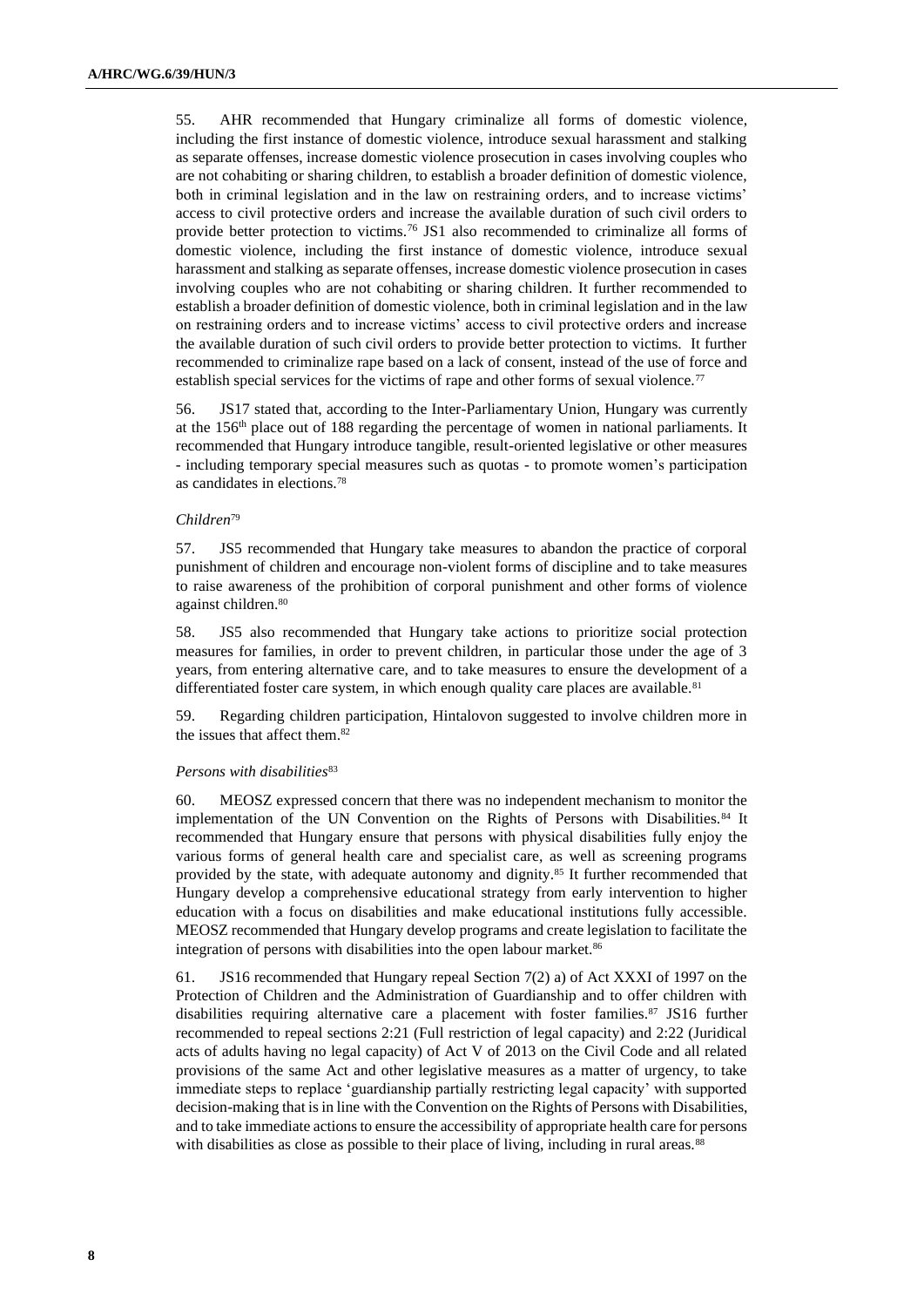55. AHR recommended that Hungary criminalize all forms of domestic violence, including the first instance of domestic violence, introduce sexual harassment and stalking as separate offenses, increase domestic violence prosecution in cases involving couples who are not cohabiting or sharing children, to establish a broader definition of domestic violence, both in criminal legislation and in the law on restraining orders, and to increase victims' access to civil protective orders and increase the available duration of such civil orders to provide better protection to victims.[76] JS1 also recommended to criminalize all forms of domestic violence, including the first instance of domestic violence, introduce sexual harassment and stalking as separate offenses, increase domestic violence prosecution in cases involving couples who are not cohabiting or sharing children. It further recommended to establish a broader definition of domestic violence, both in criminal legislation and in the law on restraining orders and to increase victims' access to civil protective orders and increase the available duration of such civil orders to provide better protection to victims. It further recommended to criminalize rape based on a lack of consent, instead of the use of force and establish special services for the victims of rape and other forms of sexual violence.[77]

56. JS17 stated that, according to the Inter-Parliamentary Union, Hungary was currently at the 156th place out of 188 regarding the percentage of women in national parliaments. It recommended that Hungary introduce tangible, result-oriented legislative or other measures - including temporary special measures such as quotas - to promote women's participation as candidates in elections.[78]

*Children*[79]

57. JS5 recommended that Hungary take measures to abandon the practice of corporal punishment of children and encourage non-violent forms of discipline and to take measures to raise awareness of the prohibition of corporal punishment and other forms of violence against children.[80]

58. JS5 also recommended that Hungary take actions to prioritize social protection measures for families, in order to prevent children, in particular those under the age of 3 years, from entering alternative care, and to take measures to ensure the development of a differentiated foster care system, in which enough quality care places are available.[81]

59. Regarding children participation, Hintalovon suggested to involve children more in the issues that affect them.[82]

*Persons with disabilities*[83]

60. MEOSZ expressed concern that there was no independent mechanism to monitor the implementation of the UN Convention on the Rights of Persons with Disabilities.[84] It recommended that Hungary ensure that persons with physical disabilities fully enjoy the various forms of general health care and specialist care, as well as screening programs provided by the state, with adequate autonomy and dignity.[85] It further recommended that Hungary develop a comprehensive educational strategy from early intervention to higher education with a focus on disabilities and make educational institutions fully accessible. MEOSZ recommended that Hungary develop programs and create legislation to facilitate the integration of persons with disabilities into the open labour market.[86]

61. JS16 recommended that Hungary repeal Section 7(2) a) of Act XXXI of 1997 on the Protection of Children and the Administration of Guardianship and to offer children with disabilities requiring alternative care a placement with foster families.[87] JS16 further recommended to repeal sections 2:21 (Full restriction of legal capacity) and 2:22 (Juridical acts of adults having no legal capacity) of Act V of 2013 on the Civil Code and all related provisions of the same Act and other legislative measures as a matter of urgency, to take immediate steps to replace 'guardianship partially restricting legal capacity' with supported decision-making that is in line with the Convention on the Rights of Persons with Disabilities, and to take immediate actions to ensure the accessibility of appropriate health care for persons with disabilities as close as possible to their place of living, including in rural areas.[88]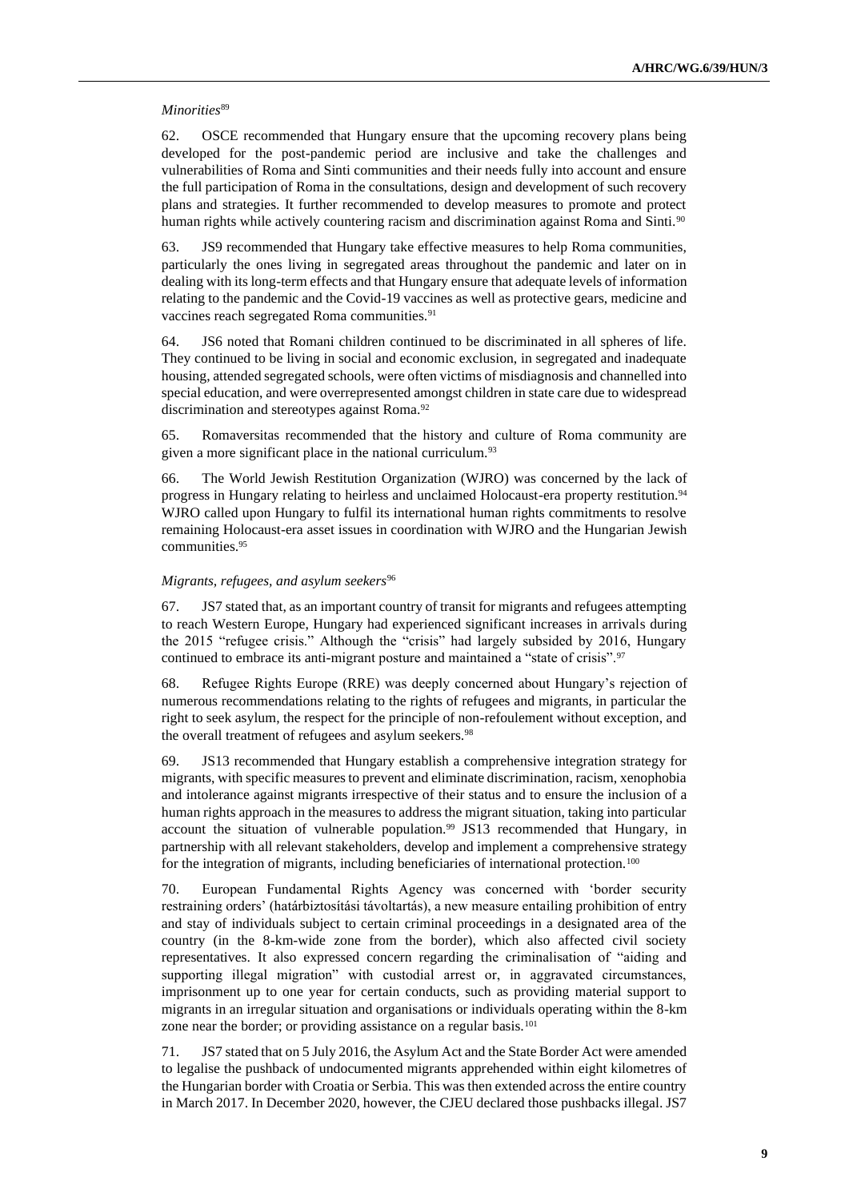*Minorities*[89]

62. OSCE recommended that Hungary ensure that the upcoming recovery plans being developed for the post-pandemic period are inclusive and take the challenges and vulnerabilities of Roma and Sinti communities and their needs fully into account and ensure the full participation of Roma in the consultations, design and development of such recovery plans and strategies. It further recommended to develop measures to promote and protect human rights while actively countering racism and discrimination against Roma and Sinti.[90]

63. JS9 recommended that Hungary take effective measures to help Roma communities, particularly the ones living in segregated areas throughout the pandemic and later on in dealing with its long-term effects and that Hungary ensure that adequate levels of information relating to the pandemic and the Covid-19 vaccines as well as protective gears, medicine and vaccines reach segregated Roma communities.[91]

64. JS6 noted that Romani children continued to be discriminated in all spheres of life. They continued to be living in social and economic exclusion, in segregated and inadequate housing, attended segregated schools, were often victims of misdiagnosis and channelled into special education, and were overrepresented amongst children in state care due to widespread discrimination and stereotypes against Roma.[92]

65. Romaversitas recommended that the history and culture of Roma community are given a more significant place in the national curriculum.[93]

66. The World Jewish Restitution Organization (WJRO) was concerned by the lack of progress in Hungary relating to heirless and unclaimed Holocaust-era property restitution.[94] WJRO called upon Hungary to fulfil its international human rights commitments to resolve remaining Holocaust-era asset issues in coordination with WJRO and the Hungarian Jewish communities.[95]

*Migrants, refugees, and asylum seekers*[96]

67. JS7 stated that, as an important country of transit for migrants and refugees attempting to reach Western Europe, Hungary had experienced significant increases in arrivals during the 2015 "refugee crisis." Although the "crisis" had largely subsided by 2016, Hungary continued to embrace its anti-migrant posture and maintained a "state of crisis".[97]

68. Refugee Rights Europe (RRE) was deeply concerned about Hungary's rejection of numerous recommendations relating to the rights of refugees and migrants, in particular the right to seek asylum, the respect for the principle of non-refoulement without exception, and the overall treatment of refugees and asylum seekers.[98]

69. JS13 recommended that Hungary establish a comprehensive integration strategy for migrants, with specific measures to prevent and eliminate discrimination, racism, xenophobia and intolerance against migrants irrespective of their status and to ensure the inclusion of a human rights approach in the measures to address the migrant situation, taking into particular account the situation of vulnerable population.[99] JS13 recommended that Hungary, in partnership with all relevant stakeholders, develop and implement a comprehensive strategy for the integration of migrants, including beneficiaries of international protection.[100]

70. European Fundamental Rights Agency was concerned with 'border security restraining orders' (határbiztosítási távoltartás), a new measure entailing prohibition of entry and stay of individuals subject to certain criminal proceedings in a designated area of the country (in the 8-km-wide zone from the border), which also affected civil society representatives. It also expressed concern regarding the criminalisation of "aiding and supporting illegal migration" with custodial arrest or, in aggravated circumstances, imprisonment up to one year for certain conducts, such as providing material support to migrants in an irregular situation and organisations or individuals operating within the 8-km zone near the border; or providing assistance on a regular basis.[101]

71. JS7 stated that on 5 July 2016, the Asylum Act and the State Border Act were amended to legalise the pushback of undocumented migrants apprehended within eight kilometres of the Hungarian border with Croatia or Serbia. This was then extended across the entire country in March 2017. In December 2020, however, the CJEU declared those pushbacks illegal. JS7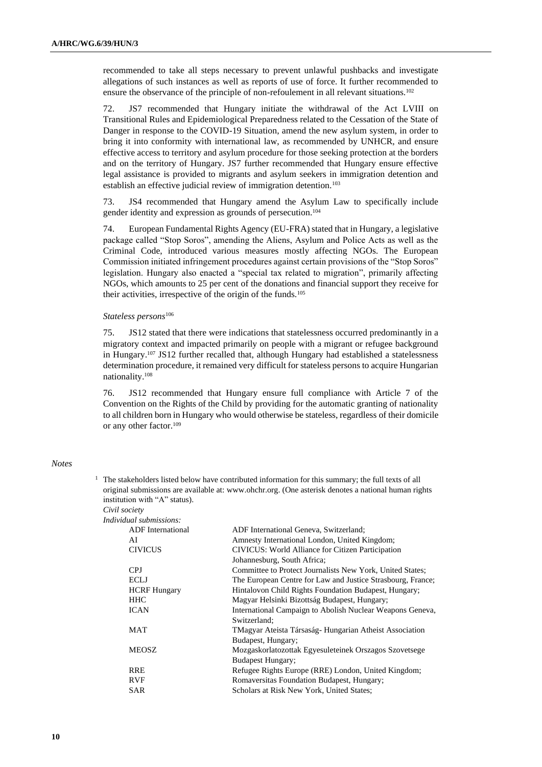recommended to take all steps necessary to prevent unlawful pushbacks and investigate allegations of such instances as well as reports of use of force. It further recommended to ensure the observance of the principle of non-refoulement in all relevant situations.[102]

72. JS7 recommended that Hungary initiate the withdrawal of the Act LVIII on Transitional Rules and Epidemiological Preparedness related to the Cessation of the State of Danger in response to the COVID-19 Situation, amend the new asylum system, in order to bring it into conformity with international law, as recommended by UNHCR, and ensure effective access to territory and asylum procedure for those seeking protection at the borders and on the territory of Hungary. JS7 further recommended that Hungary ensure effective legal assistance is provided to migrants and asylum seekers in immigration detention and establish an effective judicial review of immigration detention.[103]

73. JS4 recommended that Hungary amend the Asylum Law to specifically include gender identity and expression as grounds of persecution.[104]

74. European Fundamental Rights Agency (EU-FRA) stated that in Hungary, a legislative package called "Stop Soros", amending the Aliens, Asylum and Police Acts as well as the Criminal Code, introduced various measures mostly affecting NGOs. The European Commission initiated infringement procedures against certain provisions of the "Stop Soros" legislation. Hungary also enacted a "special tax related to migration", primarily affecting NGOs, which amounts to 25 per cent of the donations and financial support they receive for their activities, irrespective of the origin of the funds.[105]

*Stateless persons*[106]

75. JS12 stated that there were indications that statelessness occurred predominantly in a migratory context and impacted primarily on people with a migrant or refugee background in Hungary.[107] JS12 further recalled that, although Hungary had established a statelessness determination procedure, it remained very difficult for stateless persons to acquire Hungarian nationality.[108]

76. JS12 recommended that Hungary ensure full compliance with Article 7 of the Convention on the Rights of the Child by providing for the automatic granting of nationality to all children born in Hungary who would otherwise be stateless, regardless of their domicile or any other factor.[109]

*Notes*

[1] The stakeholders listed below have contributed information for this summary; the full texts of all original submissions are available at: www.ohchr.org. (One asterisk denotes a national human rights institution with "A" status).

*Civil society*

*Individual submissions:*

| | |
|---|---|
| ADF International | ADF International Geneva, Switzerland; |
| AI | Amnesty International London, United Kingdom; |
| CIVICUS | CIVICUS: World Alliance for Citizen Participation Johannesburg, South Africa; |
| CPJ | Committee to Protect Journalists New York, United States; |
| ECLJ | The European Centre for Law and Justice Strasbourg, France; |
| HCRF Hungary | Hintalovon Child Rights Foundation Budapest, Hungary; |
| HHC | Magyar Helsinki Bizottság Budapest, Hungary; |
| ICAN | International Campaign to Abolish Nuclear Weapons Geneva, Switzerland; |
| MAT | TMagyar Ateista Társaság- Hungarian Atheist Association Budapest, Hungary; |
| MEOSZ | Mozgaskorlatozottak Egyesuleteinek Orszagos Szovetsege Budapest Hungary; |
| RRE | Refugee Rights Europe (RRE) London, United Kingdom; |
| RVF | Romaversitas Foundation Budapest, Hungary; |
| SAR | Scholars at Risk New York, United States; |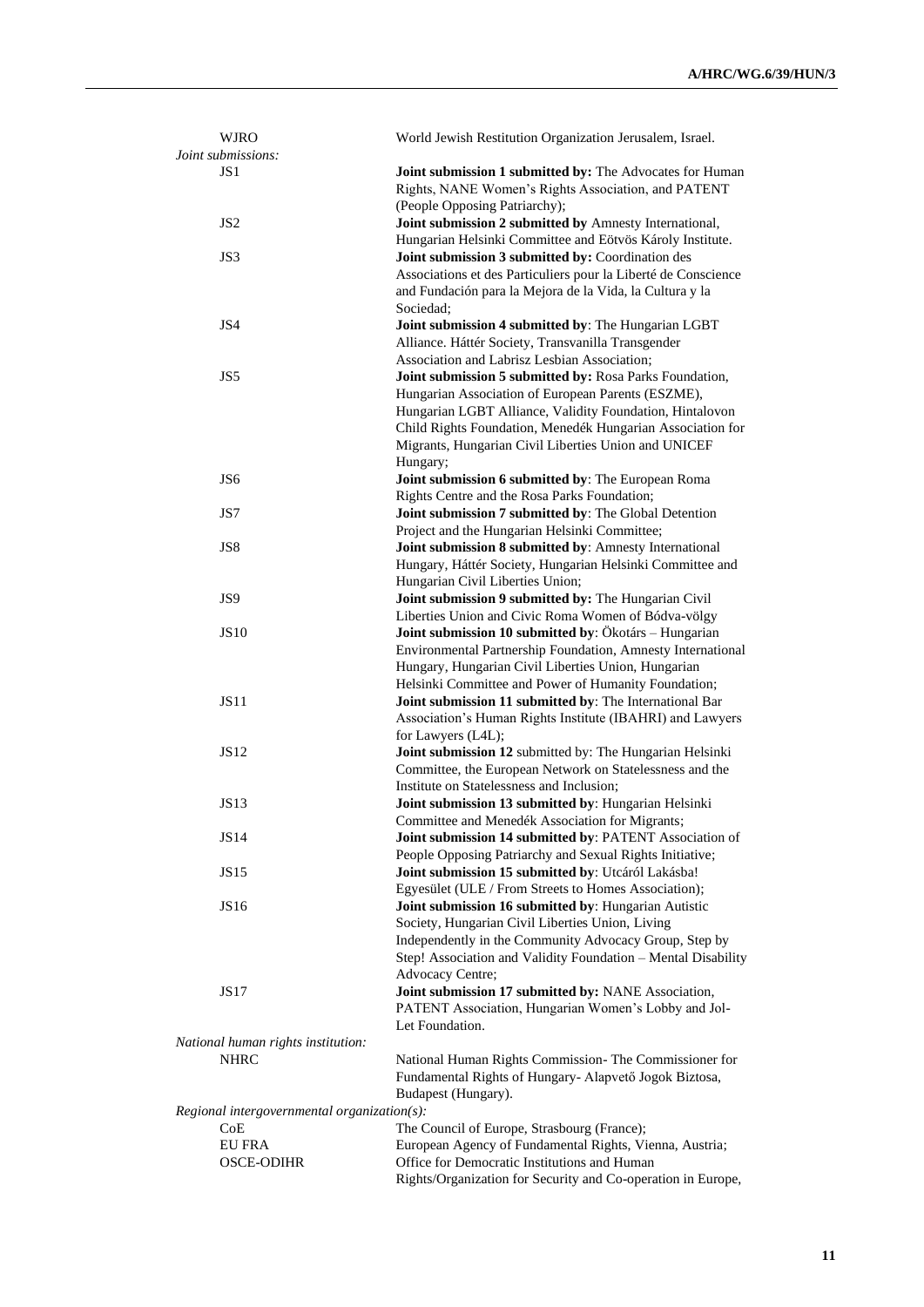| | |
|---|---|
| WJRO | World Jewish Restitution Organization Jerusalem, Israel. |

*Joint submissions:*

| | |
|---|---|
| JS1 | **Joint submission 1 submitted by:** The Advocates for Human Rights, NANE Women's Rights Association, and PATENT (People Opposing Patriarchy); |
| JS2 | **Joint submission 2 submitted by** Amnesty International, Hungarian Helsinki Committee and Eötvös Károly Institute. |
| JS3 | **Joint submission 3 submitted by:** Coordination des Associations et des Particuliers pour la Liberté de Conscience and Fundación para la Mejora de la Vida, la Cultura y la Sociedad; |
| JS4 | **Joint submission 4 submitted by**: The Hungarian LGBT Alliance. Háttér Society, Transvanilla Transgender Association and Labrisz Lesbian Association; |
| JS5 | **Joint submission 5 submitted by:** Rosa Parks Foundation, Hungarian Association of European Parents (ESZME), Hungarian LGBT Alliance, Validity Foundation, Hintalovon Child Rights Foundation, Menedék Hungarian Association for Migrants, Hungarian Civil Liberties Union and UNICEF Hungary; |
| JS6 | **Joint submission 6 submitted by**: The European Roma Rights Centre and the Rosa Parks Foundation; |
| JS7 | **Joint submission 7 submitted by**: The Global Detention Project and the Hungarian Helsinki Committee; |
| JS8 | **Joint submission 8 submitted by**: Amnesty International Hungary, Háttér Society, Hungarian Helsinki Committee and Hungarian Civil Liberties Union; |
| JS9 | **Joint submission 9 submitted by:** The Hungarian Civil Liberties Union and Civic Roma Women of Bódva-völgy |
| JS10 | **Joint submission 10 submitted by**: Ökotárs – Hungarian Environmental Partnership Foundation, Amnesty International Hungary, Hungarian Civil Liberties Union, Hungarian Helsinki Committee and Power of Humanity Foundation; |
| JS11 | **Joint submission 11 submitted by**: The International Bar Association's Human Rights Institute (IBAHRI) and Lawyers for Lawyers (L4L); |
| JS12 | **Joint submission 12** submitted by: The Hungarian Helsinki Committee, the European Network on Statelessness and the Institute on Statelessness and Inclusion; |
| JS13 | **Joint submission 13 submitted by**: Hungarian Helsinki Committee and Menedék Association for Migrants; |
| JS14 | **Joint submission 14 submitted by**: PATENT Association of People Opposing Patriarchy and Sexual Rights Initiative; |
| JS15 | **Joint submission 15 submitted by**: Utcáról Lakásba! Egyesület (ULE / From Streets to Homes Association); |
| JS16 | **Joint submission 16 submitted by**: Hungarian Autistic Society, Hungarian Civil Liberties Union, Living Independently in the Community Advocacy Group, Step by Step! Association and Validity Foundation – Mental Disability Advocacy Centre; |
| JS17 | **Joint submission 17 submitted by:** NANE Association, PATENT Association, Hungarian Women's Lobby and Jol-Let Foundation. |

*National human rights institution:*

| | |
|---|---|
| NHRC | National Human Rights Commission- The Commissioner for Fundamental Rights of Hungary- Alapvető Jogok Biztosa, Budapest (Hungary). |

*Regional intergovernmental organization(s):*

| | |
|---|---|
| CoE | The Council of Europe, Strasbourg (France); |
| EU FRA | European Agency of Fundamental Rights, Vienna, Austria; |
| OSCE-ODIHR | Office for Democratic Institutions and Human Rights/Organization for Security and Co-operation in Europe, |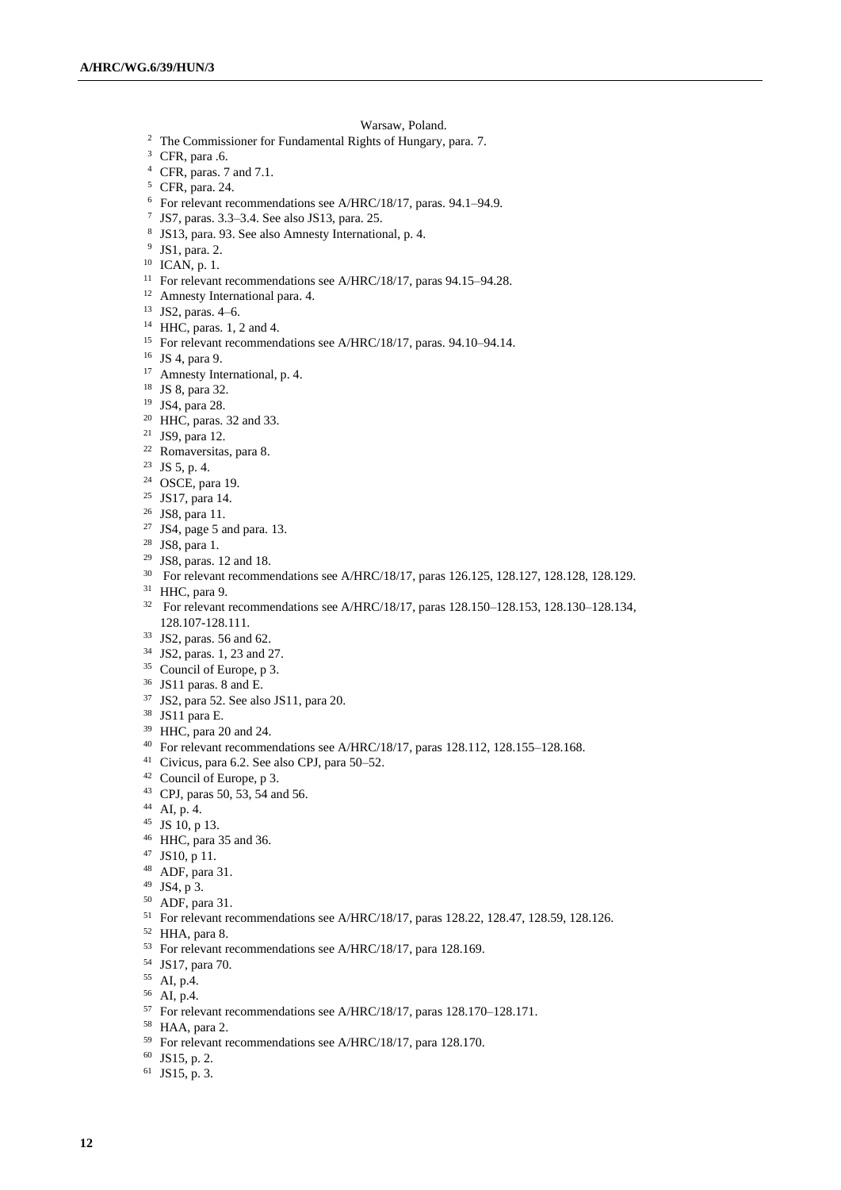Warsaw, Poland.

[2] The Commissioner for Fundamental Rights of Hungary, para. 7.

[3] CFR, para .6.

[4] CFR, paras. 7 and 7.1.

[5] CFR, para. 24.

[6] For relevant recommendations see A/HRC/18/17, paras. 94.1–94.9.

[7] JS7, paras. 3.3–3.4. See also JS13, para. 25.

[8] JS13, para. 93. See also Amnesty International, p. 4.

[9] JS1, para. 2.

[10] ICAN, p. 1.

[11] For relevant recommendations see A/HRC/18/17, paras 94.15–94.28.

[12] Amnesty International para. 4.

[13] JS2, paras. 4–6.

[14] HHC, paras. 1, 2 and 4.

[15] For relevant recommendations see A/HRC/18/17, paras. 94.10–94.14.

[16] JS 4, para 9.

[17] Amnesty International, p. 4.

[18] JS 8, para 32.

[19] JS4, para 28.

[20] HHC, paras. 32 and 33.

[21] JS9, para 12.

[22] Romaversitas, para 8.

[23] JS 5, p. 4.

[24] OSCE, para 19.

[25] JS17, para 14.

[26] JS8, para 11.

[27] JS4, page 5 and para. 13.

[28] JS8, para 1.

[29] JS8, paras. 12 and 18.

[30] For relevant recommendations see A/HRC/18/17, paras 126.125, 128.127, 128.128, 128.129.

[31] HHC, para 9.

[32] For relevant recommendations see A/HRC/18/17, paras 128.150–128.153, 128.130–128.134, 128.107-128.111.

[33] JS2, paras. 56 and 62.

[34] JS2, paras. 1, 23 and 27.

[35] Council of Europe, p 3.

[36] JS11 paras. 8 and E.

[37] JS2, para 52. See also JS11, para 20.

[38] JS11 para E.

[39] HHC, para 20 and 24.

[40] For relevant recommendations see A/HRC/18/17, paras 128.112, 128.155–128.168.

[41] Civicus, para 6.2. See also CPJ, para 50–52.

[42] Council of Europe, p 3.

[43] CPJ, paras 50, 53, 54 and 56.

[44] AI, p. 4.

[45] JS 10, p 13.

[46] HHC, para 35 and 36.

[47] JS10, p 11.

[48] ADF, para 31.

[49] JS4, p 3.

[50] ADF, para 31.

[51] For relevant recommendations see A/HRC/18/17, paras 128.22, 128.47, 128.59, 128.126.

[52] HHA, para 8.

[53] For relevant recommendations see A/HRC/18/17, para 128.169.

[54] JS17, para 70.

[55] AI, p.4.

[56] AI, p.4.

[57] For relevant recommendations see A/HRC/18/17, paras 128.170–128.171.

[58] HAA, para 2.

[59] For relevant recommendations see A/HRC/18/17, para 128.170.

[60] JS15, p. 2.

[61] JS15, p. 3.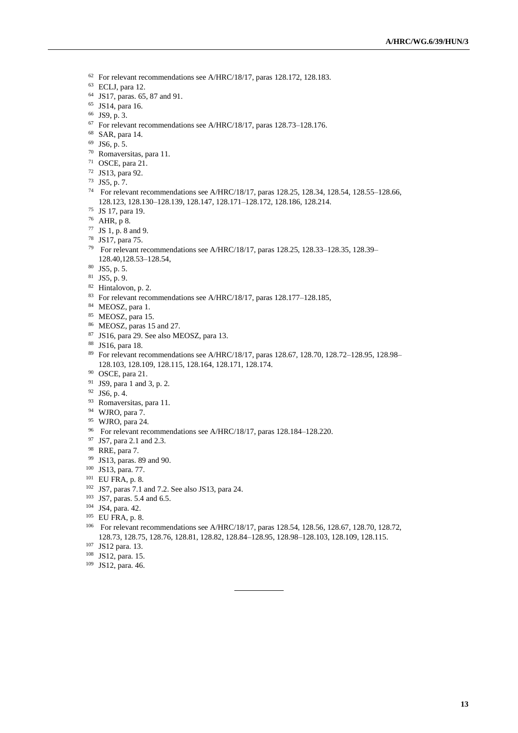[62] For relevant recommendations see A/HRC/18/17, paras 128.172, 128.183.

[63] ECLJ, para 12.

[64] JS17, paras. 65, 87 and 91.

[65] JS14, para 16.

[66] JS9, p. 3.

[67] For relevant recommendations see A/HRC/18/17, paras 128.73–128.176.

[68] SAR, para 14.

[69] JS6, p. 5.

[70] Romaversitas, para 11.

[71] OSCE, para 21.

[72] JS13, para 92.

[73] JS5, p. 7.

[74] For relevant recommendations see A/HRC/18/17, paras 128.25, 128.34, 128.54, 128.55–128.66, 128.123, 128.130–128.139, 128.147, 128.171–128.172, 128.186, 128.214.

[75] JS 17, para 19.

[76] AHR, p 8.

[77] JS 1, p. 8 and 9.

[78] JS17, para 75.

[79] For relevant recommendations see A/HRC/18/17, paras 128.25, 128.33–128.35, 128.39–128.40,128.53–128.54,

[80] JS5, p. 5.

[81] JS5, p. 9.

[82] Hintalovon, p. 2.

[83] For relevant recommendations see A/HRC/18/17, paras 128.177–128.185,

[84] MEOSZ, para 1.

[85] MEOSZ, para 15.

[86] MEOSZ, paras 15 and 27.

[87] JS16, para 29. See also MEOSZ, para 13.

[88] JS16, para 18.

[89] For relevant recommendations see A/HRC/18/17, paras 128.67, 128.70, 128.72–128.95, 128.98–128.103, 128.109, 128.115, 128.164, 128.171, 128.174.

[90] OSCE, para 21.

[91] JS9, para 1 and 3, p. 2.

[92] JS6, p. 4.

[93] Romaversitas, para 11.

[94] WJRO, para 7.

[95] WJRO, para 24.

[96] For relevant recommendations see A/HRC/18/17, paras 128.184–128.220.

[97] JS7, para 2.1 and 2.3.

[98] RRE, para 7.

[99] JS13, paras. 89 and 90.

[100] JS13, para. 77.

[101] EU FRA, p. 8.

[102] JS7, paras 7.1 and 7.2. See also JS13, para 24.

[103] JS7, paras. 5.4 and 6.5.

[104] JS4, para. 42.

[105] EU FRA, p. 8.

[106] For relevant recommendations see A/HRC/18/17, paras 128.54, 128.56, 128.67, 128.70, 128.72, 128.73, 128.75, 128.76, 128.81, 128.82, 128.84–128.95, 128.98–128.103, 128.109, 128.115.

[107] JS12 para. 13.

[108] JS12, para. 15.

[109] JS12, para. 46.